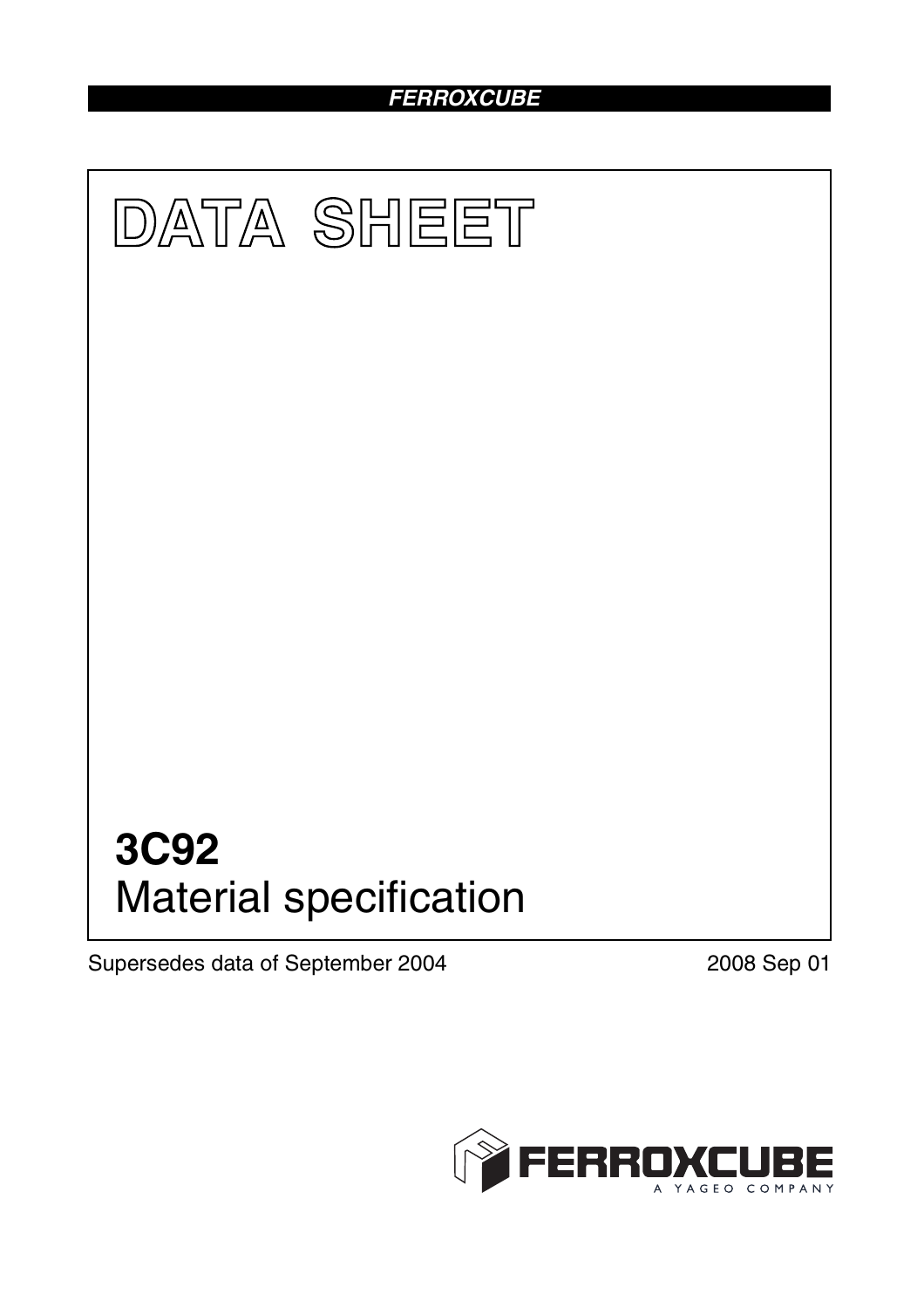FERROXCUBE

# DATA SHEET

# 3C92
Material specification

Supersedes data of September 2004

2008 Sep 01

FERROXCUBE
A YAGEO COMPANY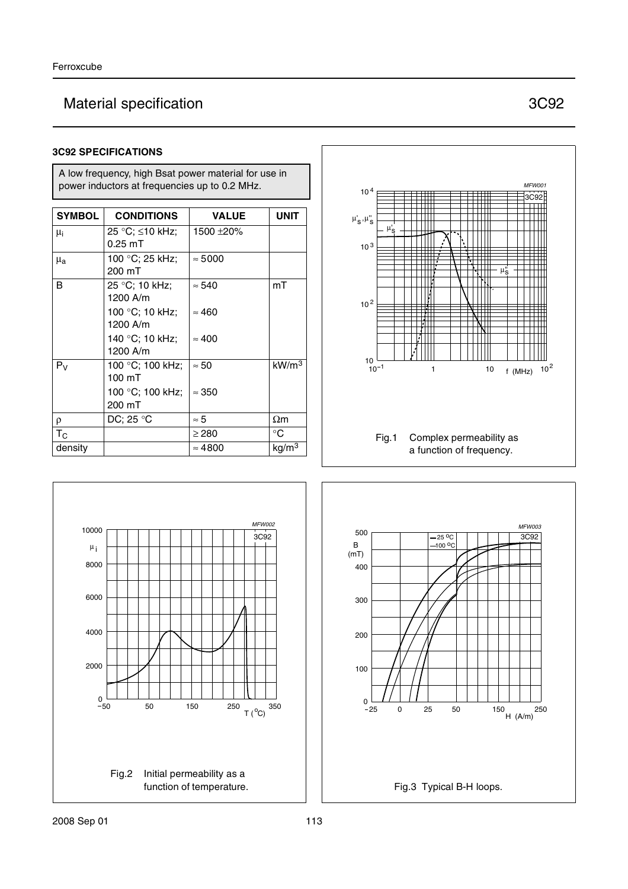# Material specification 3C92

### 3C92 SPECIFICATIONS

A low frequency, high Bsat power material for use in power inductors at frequencies up to 0.2 MHz.

| SYMBOL | CONDITIONS | VALUE | UNIT |
|---|---|---|---|
| $\mu_i$ | 25 °C; ≤10 kHz; 0.25 mT | 1500 ±20% | |
| $\mu_a$ | 100 °C; 25 kHz; 200 mT | ≈ 5000 | |
| B | 25 °C; 10 kHz; 1200 A/m | ≈ 540 | mT |
| | 100 °C; 10 kHz; 1200 A/m | ≈ 460 | |
| | 140 °C; 10 kHz; 1200 A/m | ≈ 400 | |
| $P_V$ | 100 °C; 100 kHz; 100 mT | ≈ 50 | $kW/m^3$ |
| | 100 °C; 100 kHz; 200 mT | ≈ 350 | |
| ρ | DC; 25 °C | ≈ 5 | Ωm |
| $T_C$ | | ≥ 280 | °C |
| density | | ≈ 4800 | $kg/m^3$ |

Fig.1 Complex permeability as a function of frequency.

Fig.2 Initial permeability as a function of temperature.

Fig.3 Typical B-H loops.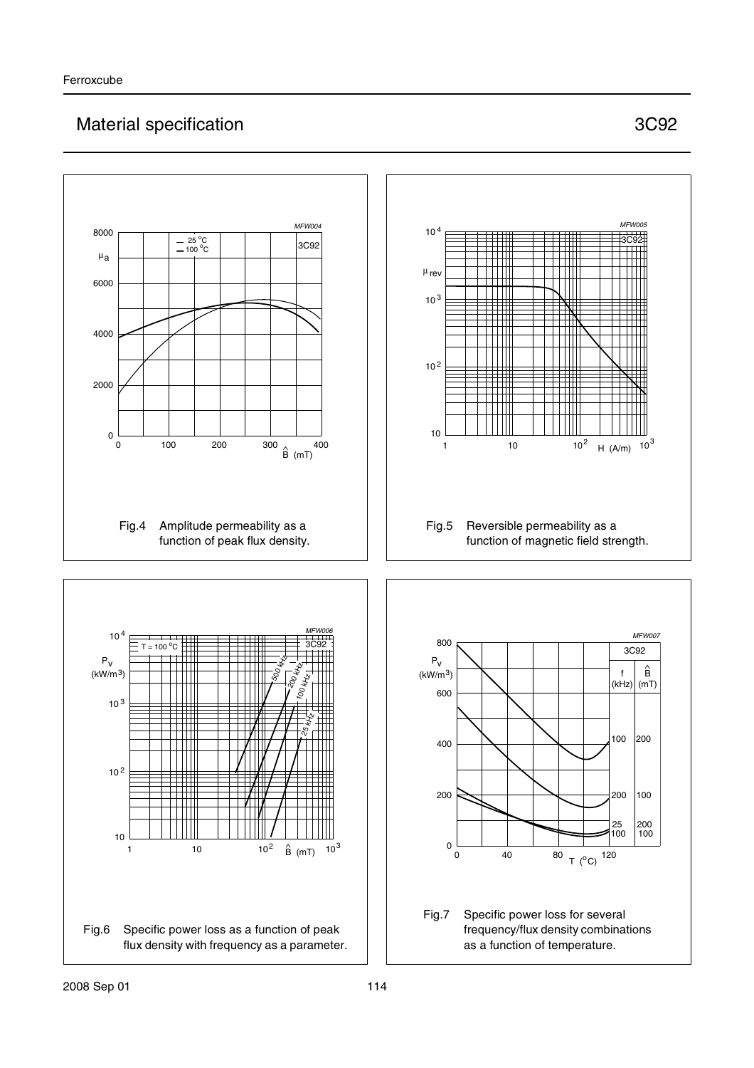## Material specification 3C92

Fig.4 Amplitude permeability as a function of peak flux density.

Fig.5 Reversible permeability as a function of magnetic field strength.

Fig.6 Specific power loss as a function of peak flux density with frequency as a parameter.

Fig.7 Specific power loss for several frequency/flux density combinations as a function of temperature.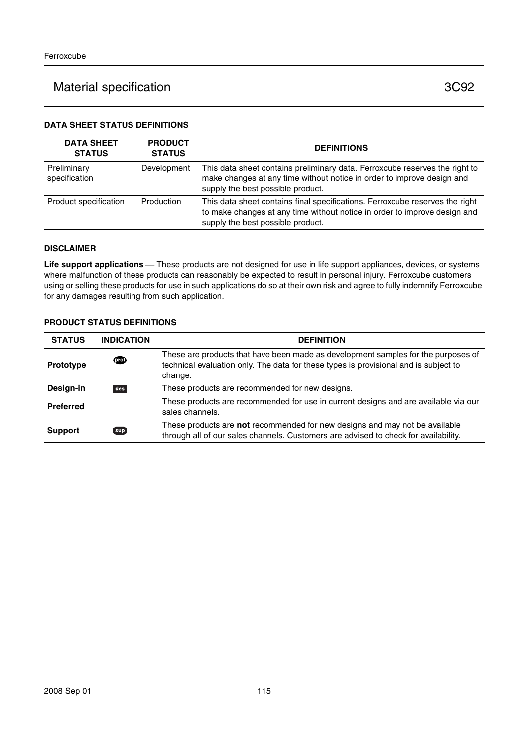## DATA SHEET STATUS DEFINITIONS

| DATA SHEET STATUS | PRODUCT STATUS | DEFINITIONS |
|---|---|---|
| Preliminary specification | Development | This data sheet contains preliminary data. Ferroxcube reserves the right to make changes at any time without notice in order to improve design and supply the best possible product. |
| Product specification | Production | This data sheet contains final specifications. Ferroxcube reserves the right to make changes at any time without notice in order to improve design and supply the best possible product. |

## DISCLAIMER

**Life support applications** — These products are not designed for use in life support appliances, devices, or systems where malfunction of these products can reasonably be expected to result in personal injury. Ferroxcube customers using or selling these products for use in such applications do so at their own risk and agree to fully indemnify Ferroxcube for any damages resulting from such application.

## PRODUCT STATUS DEFINITIONS

| STATUS | INDICATION | DEFINITION |
|---|---|---|
| **Prototype** | prot | These are products that have been made as development samples for the purposes of technical evaluation only. The data for these types is provisional and is subject to change. |
| **Design-in** | des | These products are recommended for new designs. |
| **Preferred** | | These products are recommended for use in current designs and are available via our sales channels. |
| **Support** | sup | These products are **not** recommended for new designs and may not be available through all of our sales channels. Customers are advised to check for availability. |